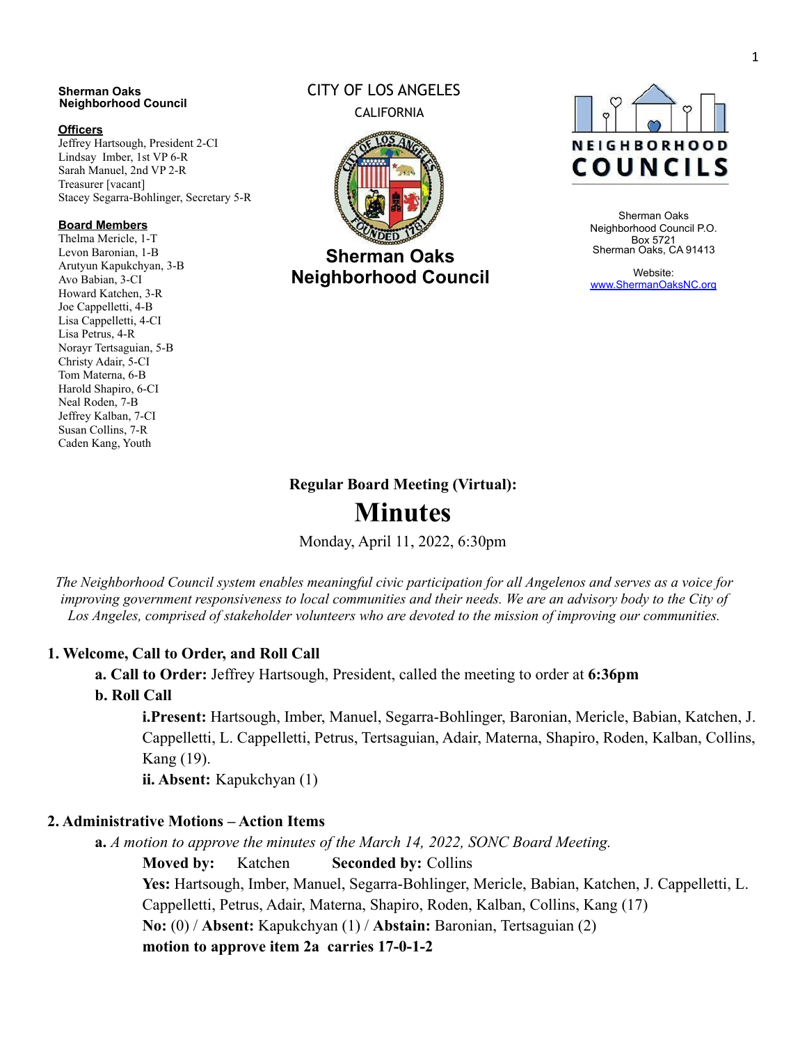**Sherman Oaks Neighborhood Council**

**Officers**

Jeffrey Hartsough, President 2-CI
Lindsay Imber, 1st VP 6-R
Sarah Manuel, 2nd VP 2-R
Treasurer [vacant]
Stacey Segarra-Bohlinger, Secretary 5-R

**Board Members**

Thelma Mericle, 1-T
Levon Baronian, 1-B
Arutyun Kapukchyan, 3-B
Avo Babian, 3-CI
Howard Katchen, 3-R
Joe Cappelletti, 4-B
Lisa Cappelletti, 4-CI
Lisa Petrus, 4-R
Norayr Tertsaguian, 5-B
Christy Adair, 5-CI
Tom Materna, 6-B
Harold Shapiro, 6-CI
Neal Roden, 7-B
Jeffrey Kalban, 7-CI
Susan Collins, 7-R
Caden Kang, Youth

CITY OF LOS ANGELES
CALIFORNIA

**Sherman Oaks Neighborhood Council**

NEIGHBORHOOD COUNCILS

Sherman Oaks Neighborhood Council P.O. Box 5721
Sherman Oaks, CA 91413

Website:
www.ShermanOaksNC.org

**Regular Board Meeting (Virtual):**

# Minutes

Monday, April 11, 2022, 6:30pm

*The Neighborhood Council system enables meaningful civic participation for all Angelenos and serves as a voice for improving government responsiveness to local communities and their needs. We are an advisory body to the City of Los Angeles, comprised of stakeholder volunteers who are devoted to the mission of improving our communities.*

## 1. Welcome, Call to Order, and Roll Call

**a. Call to Order:** Jeffrey Hartsough, President, called the meeting to order at **6:36pm**

**b. Roll Call**

**i. Present:** Hartsough, Imber, Manuel, Segarra-Bohlinger, Baronian, Mericle, Babian, Katchen, J. Cappelletti, L. Cappelletti, Petrus, Tertsaguian, Adair, Materna, Shapiro, Roden, Kalban, Collins, Kang (19).

**ii. Absent:** Kapukchyan (1)

## 2. Administrative Motions – Action Items

**a.** *A motion to approve the minutes of the March 14, 2022, SONC Board Meeting.*

**Moved by:** Katchen **Seconded by:** Collins

**Yes:** Hartsough, Imber, Manuel, Segarra-Bohlinger, Mericle, Babian, Katchen, J. Cappelletti, L. Cappelletti, Petrus, Adair, Materna, Shapiro, Roden, Kalban, Collins, Kang (17)

**No:** (0) / **Absent:** Kapukchyan (1) / **Abstain:** Baronian, Tertsaguian (2)

**motion to approve item 2a carries 17-0-1-2**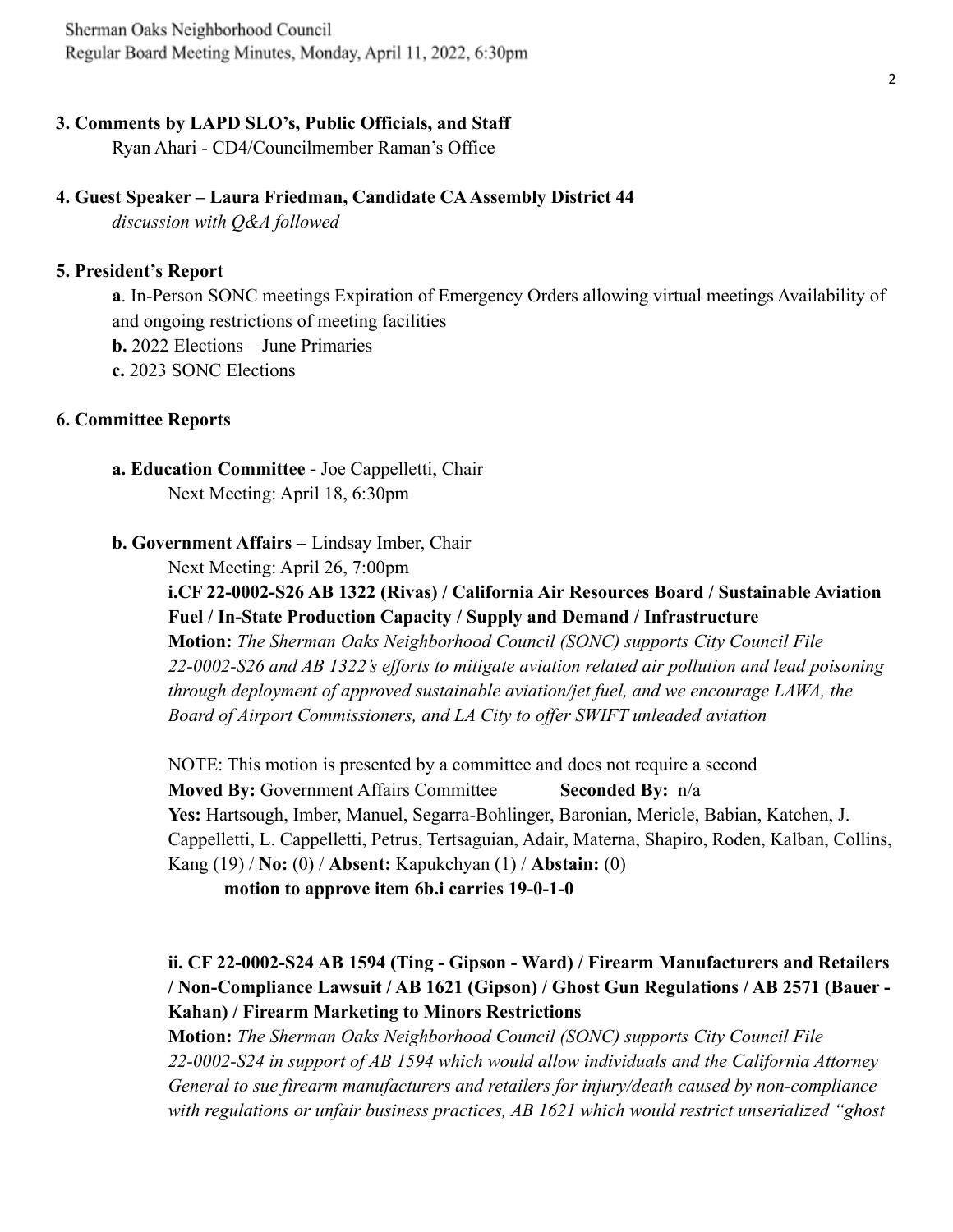**3. Comments by LAPD SLO's, Public Officials, and Staff**

Ryan Ahari - CD4/Councilmember Raman's Office

**4. Guest Speaker – Laura Friedman, Candidate CA Assembly District 44**

*discussion with Q&A followed*

**5. President's Report**

**a**. In-Person SONC meetings Expiration of Emergency Orders allowing virtual meetings Availability of and ongoing restrictions of meeting facilities

**b.** 2022 Elections – June Primaries

**c.** 2023 SONC Elections

**6. Committee Reports**

**a. Education Committee -** Joe Cappelletti, Chair

Next Meeting: April 18, 6:30pm

**b. Government Affairs –** Lindsay Imber, Chair

Next Meeting: April 26, 7:00pm

**i.CF 22-0002-S26 AB 1322 (Rivas) / California Air Resources Board / Sustainable Aviation Fuel / In-State Production Capacity / Supply and Demand / Infrastructure**

**Motion:** *The Sherman Oaks Neighborhood Council (SONC) supports City Council File 22-0002-S26 and AB 1322's efforts to mitigate aviation related air pollution and lead poisoning through deployment of approved sustainable aviation/jet fuel, and we encourage LAWA, the Board of Airport Commissioners, and LA City to offer SWIFT unleaded aviation*

NOTE: This motion is presented by a committee and does not require a second

**Moved By:** Government Affairs Committee **Seconded By:** n/a

**Yes:** Hartsough, Imber, Manuel, Segarra-Bohlinger, Baronian, Mericle, Babian, Katchen, J. Cappelletti, L. Cappelletti, Petrus, Tertsaguian, Adair, Materna, Shapiro, Roden, Kalban, Collins, Kang (19) / **No:** (0) / **Absent:** Kapukchyan (1) / **Abstain:** (0)

**motion to approve item 6b.i carries 19-0-1-0**

**ii. CF 22-0002-S24 AB 1594 (Ting - Gipson - Ward) / Firearm Manufacturers and Retailers / Non-Compliance Lawsuit / AB 1621 (Gipson) / Ghost Gun Regulations / AB 2571 (Bauer - Kahan) / Firearm Marketing to Minors Restrictions**

**Motion:** *The Sherman Oaks Neighborhood Council (SONC) supports City Council File 22-0002-S24 in support of AB 1594 which would allow individuals and the California Attorney General to sue firearm manufacturers and retailers for injury/death caused by non-compliance with regulations or unfair business practices, AB 1621 which would restrict unserialized "ghost*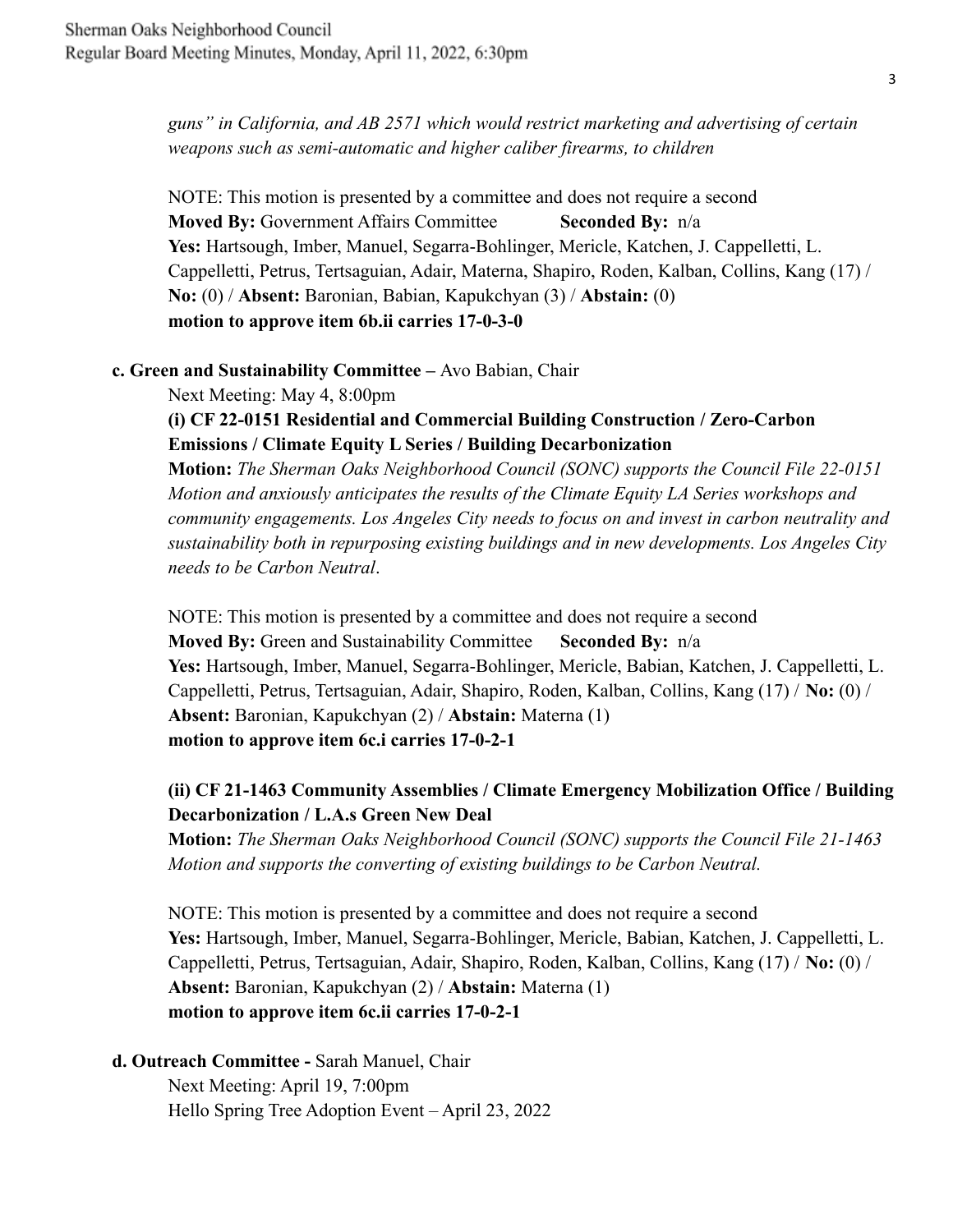*guns" in California, and AB 2571 which would restrict marketing and advertising of certain weapons such as semi-automatic and higher caliber firearms, to children*

NOTE: This motion is presented by a committee and does not require a second
**Moved By:** Government Affairs Committee **Seconded By:** n/a
**Yes:** Hartsough, Imber, Manuel, Segarra-Bohlinger, Mericle, Katchen, J. Cappelletti, L. Cappelletti, Petrus, Tertsaguian, Adair, Materna, Shapiro, Roden, Kalban, Collins, Kang (17) / **No:** (0) / **Absent:** Baronian, Babian, Kapukchyan (3) / **Abstain:** (0)
**motion to approve item 6b.ii carries 17-0-3-0**

**c. Green and Sustainability Committee –** Avo Babian, Chair
Next Meeting: May 4, 8:00pm

**(i) CF 22-0151 Residential and Commercial Building Construction / Zero-Carbon Emissions / Climate Equity L Series / Building Decarbonization**

**Motion:** *The Sherman Oaks Neighborhood Council (SONC) supports the Council File 22-0151 Motion and anxiously anticipates the results of the Climate Equity LA Series workshops and community engagements. Los Angeles City needs to focus on and invest in carbon neutrality and sustainability both in repurposing existing buildings and in new developments. Los Angeles City needs to be Carbon Neutral*.

NOTE: This motion is presented by a committee and does not require a second
**Moved By:** Green and Sustainability Committee **Seconded By:** n/a
**Yes:** Hartsough, Imber, Manuel, Segarra-Bohlinger, Mericle, Babian, Katchen, J. Cappelletti, L. Cappelletti, Petrus, Tertsaguian, Adair, Shapiro, Roden, Kalban, Collins, Kang (17) / **No:** (0) / **Absent:** Baronian, Kapukchyan (2) / **Abstain:** Materna (1)
**motion to approve item 6c.i carries 17-0-2-1**

**(ii) CF 21-1463 Community Assemblies / Climate Emergency Mobilization Office / Building Decarbonization / L.A.s Green New Deal**

**Motion:** *The Sherman Oaks Neighborhood Council (SONC) supports the Council File 21-1463 Motion and supports the converting of existing buildings to be Carbon Neutral.*

NOTE: This motion is presented by a committee and does not require a second
**Yes:** Hartsough, Imber, Manuel, Segarra-Bohlinger, Mericle, Babian, Katchen, J. Cappelletti, L. Cappelletti, Petrus, Tertsaguian, Adair, Shapiro, Roden, Kalban, Collins, Kang (17) / **No:** (0) / **Absent:** Baronian, Kapukchyan (2) / **Abstain:** Materna (1)
**motion to approve item 6c.ii carries 17-0-2-1**

**d. Outreach Committee -** Sarah Manuel, Chair
Next Meeting: April 19, 7:00pm
Hello Spring Tree Adoption Event – April 23, 2022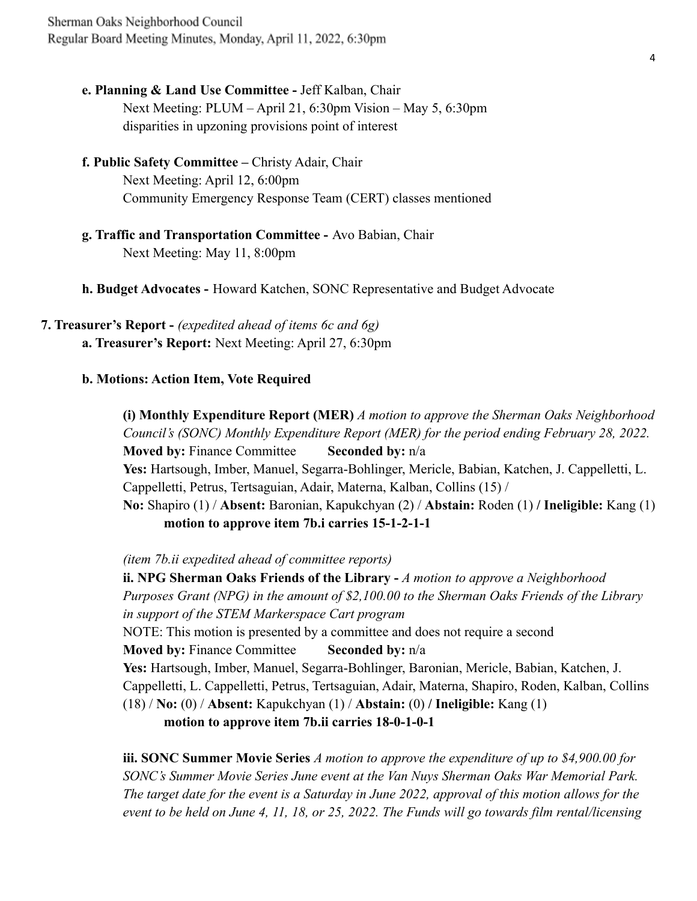**e. Planning & Land Use Committee -** Jeff Kalban, Chair

Next Meeting: PLUM – April 21, 6:30pm Vision – May 5, 6:30pm

disparities in upzoning provisions point of interest

**f. Public Safety Committee –** Christy Adair, Chair

Next Meeting: April 12, 6:00pm

Community Emergency Response Team (CERT) classes mentioned

**g. Traffic and Transportation Committee -** Avo Babian, Chair

Next Meeting: May 11, 8:00pm

**h. Budget Advocates -** Howard Katchen, SONC Representative and Budget Advocate

**7. Treasurer's Report -** *(expedited ahead of items 6c and 6g)*

**a. Treasurer's Report:** Next Meeting: April 27, 6:30pm

**b. Motions: Action Item, Vote Required**

**(i) Monthly Expenditure Report (MER)** *A motion to approve the Sherman Oaks Neighborhood Council's (SONC) Monthly Expenditure Report (MER) for the period ending February 28, 2022.*

**Moved by:** Finance Committee **Seconded by:** n/a

**Yes:** Hartsough, Imber, Manuel, Segarra-Bohlinger, Mericle, Babian, Katchen, J. Cappelletti, L. Cappelletti, Petrus, Tertsaguian, Adair, Materna, Kalban, Collins (15) /

**No:** Shapiro (1) / **Absent:** Baronian, Kapukchyan (2) / **Abstain:** Roden (1) **/ Ineligible:** Kang (1)

**motion to approve item 7b.i carries 15-1-2-1-1**

*(item 7b.ii expedited ahead of committee reports)*

**ii. NPG Sherman Oaks Friends of the Library -** *A motion to approve a Neighborhood Purposes Grant (NPG) in the amount of $2,100.00 to the Sherman Oaks Friends of the Library in support of the STEM Markerspace Cart program*

NOTE: This motion is presented by a committee and does not require a second

**Moved by:** Finance Committee **Seconded by:** n/a

**Yes:** Hartsough, Imber, Manuel, Segarra-Bohlinger, Baronian, Mericle, Babian, Katchen, J. Cappelletti, L. Cappelletti, Petrus, Tertsaguian, Adair, Materna, Shapiro, Roden, Kalban, Collins (18) / **No:** (0) / **Absent:** Kapukchyan (1) / **Abstain:** (0) **/ Ineligible:** Kang (1)

**motion to approve item 7b.ii carries 18-0-1-0-1**

**iii. SONC Summer Movie Series** *A motion to approve the expenditure of up to $4,900.00 for SONC's Summer Movie Series June event at the Van Nuys Sherman Oaks War Memorial Park. The target date for the event is a Saturday in June 2022, approval of this motion allows for the event to be held on June 4, 11, 18, or 25, 2022. The Funds will go towards film rental/licensing*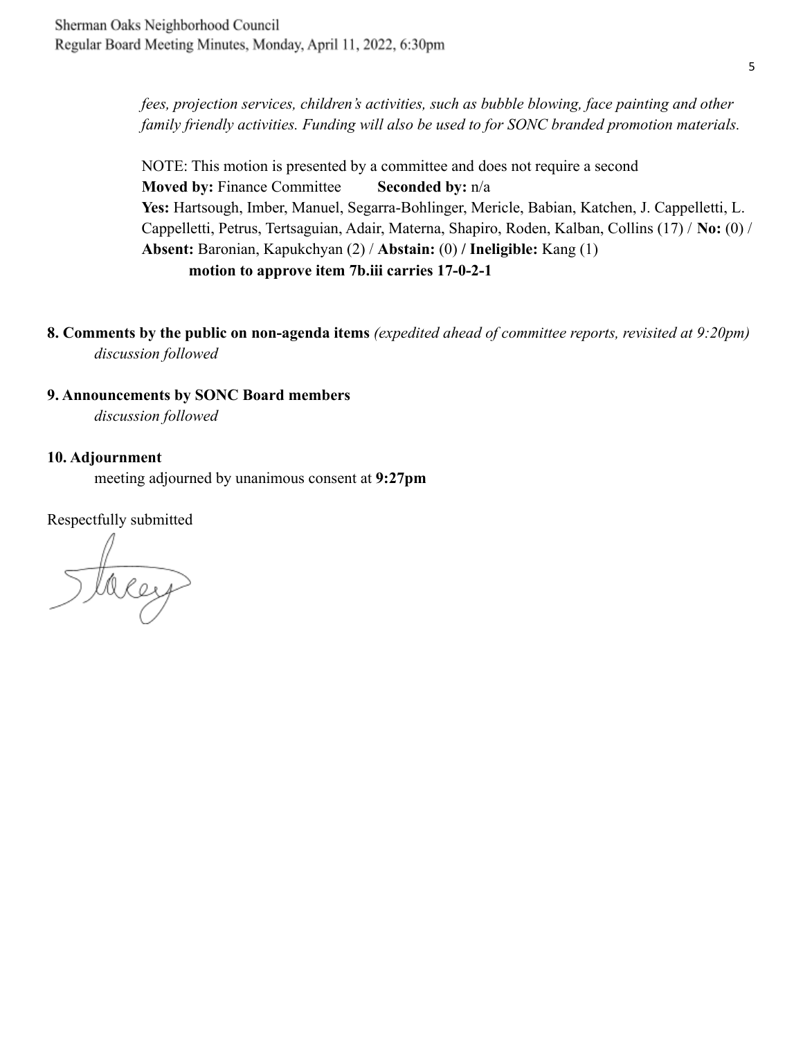*fees, projection services, children's activities, such as bubble blowing, face painting and other family friendly activities. Funding will also be used to for SONC branded promotion materials.*

NOTE: This motion is presented by a committee and does not require a second
**Moved by:** Finance Committee **Seconded by:** n/a
**Yes:** Hartsough, Imber, Manuel, Segarra-Bohlinger, Mericle, Babian, Katchen, J. Cappelletti, L. Cappelletti, Petrus, Tertsaguian, Adair, Materna, Shapiro, Roden, Kalban, Collins (17) / **No:** (0) / **Absent:** Baronian, Kapukchyan (2) / **Abstain:** (0) **/ Ineligible:** Kang (1)
**motion to approve item 7b.iii carries 17-0-2-1**

**8. Comments by the public on non-agenda items** *(expedited ahead of committee reports, revisited at 9:20pm)*
*discussion followed*

**9. Announcements by SONC Board members**
*discussion followed*

**10. Adjournment**
meeting adjourned by unanimous consent at **9:27pm**

Respectfully submitted

Stacey